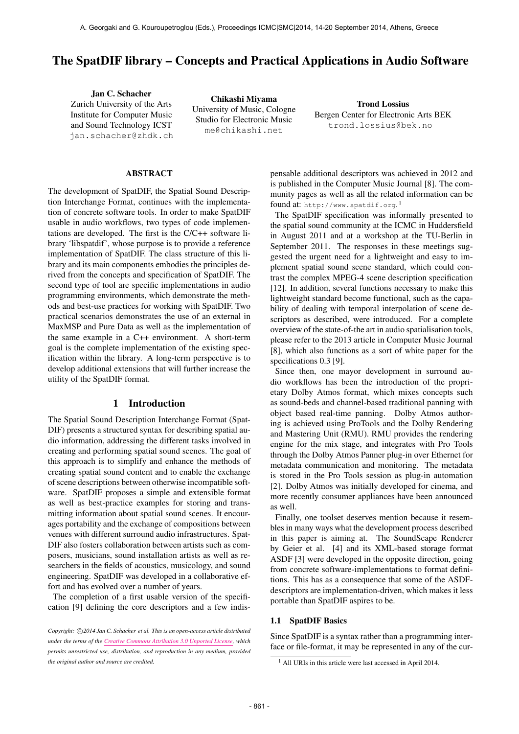# The SpatDIF library – Concepts and Practical Applications in Audio Software

**Jan C. Schacher**
Zurich University of the Arts
Institute for Computer Music
and Sound Technology ICST
jan.schacher@zhdk.ch

**Chikashi Miyama**
University of Music, Cologne
Studio for Electronic Music
me@chikashi.net

**Trond Lossius**
Bergen Center for Electronic Arts BEK
trond.lossius@bek.no

## ABSTRACT

The development of SpatDIF, the Spatial Sound Description Interchange Format, continues with the implementation of concrete software tools. In order to make SpatDIF usable in audio workflows, two types of code implementations are developed. The first is the C/C++ software library 'libspatdif', whose purpose is to provide a reference implementation of SpatDIF. The class structure of this library and its main components embodies the principles derived from the concepts and specification of SpatDIF. The second type of tool are specific implementations in audio programming environments, which demonstrate the methods and best-use practices for working with SpatDIF. Two practical scenarios demonstrates the use of an external in MaxMSP and Pure Data as well as the implementation of the same example in a C++ environment. A short-term goal is the complete implementation of the existing specification within the library. A long-term perspective is to develop additional extensions that will further increase the utility of the SpatDIF format.

## 1 Introduction

The Spatial Sound Description Interchange Format (SpatDIF) presents a structured syntax for describing spatial audio information, addressing the different tasks involved in creating and performing spatial sound scenes. The goal of this approach is to simplify and enhance the methods of creating spatial sound content and to enable the exchange of scene descriptions between otherwise incompatible software. SpatDIF proposes a simple and extensible format as well as best-practice examples for storing and transmitting information about spatial sound scenes. It encourages portability and the exchange of compositions between venues with different surround audio infrastructures. SpatDIF also fosters collaboration between artists such as composers, musicians, sound installation artists as well as researchers in the fields of acoustics, musicology, and sound engineering. SpatDIF was developed in a collaborative effort and has evolved over a number of years.

The completion of a first usable version of the specification [9] defining the core descriptors and a few indispensable additional descriptors was achieved in 2012 and is published in the Computer Music Journal [8]. The community pages as well as all the related information can be found at: http://www.spatdif.org.[1]

The SpatDIF specification was informally presented to the spatial sound community at the ICMC in Huddersfield in August 2011 and at a workshop at the TU-Berlin in September 2011. The responses in these meetings suggested the urgent need for a lightweight and easy to implement spatial sound scene standard, which could contrast the complex MPEG-4 scene description specification [12]. In addition, several functions necessary to make this lightweight standard become functional, such as the capability of dealing with temporal interpolation of scene descriptors as described, were introduced. For a complete overview of the state-of-the art in audio spatialisation tools, please refer to the 2013 article in Computer Music Journal [8], which also functions as a sort of white paper for the specifications 0.3 [9].

Since then, one mayor development in surround audio workflows has been the introduction of the proprietary Dolby Atmos format, which mixes concepts such as sound-beds and channel-based traditional panning with object based real-time panning. Dolby Atmos authoring is achieved using ProTools and the Dolby Rendering and Mastering Unit (RMU). RMU provides the rendering engine for the mix stage, and integrates with Pro Tools through the Dolby Atmos Panner plug-in over Ethernet for metadata communication and monitoring. The metadata is stored in the Pro Tools session as plug-in automation [2]. Dolby Atmos was initially developed for cinema, and more recently consumer appliances have been announced as well.

Finally, one toolset deserves mention because it resembles in many ways what the development process described in this paper is aiming at. The SoundScape Renderer by Geier et al. [4] and its XML-based storage format ASDF [3] were developed in the opposite direction, going from concrete software-implementations to format definitions. This has as a consequence that some of the ASDF-descriptors are implementation-driven, which makes it less portable than SpatDIF aspires to be.

### 1.1 SpatDIF Basics

Since SpatDIF is a syntax rather than a programming interface or file-format, it may be represented in any of the cur-

---

*Copyright: ©2014 Jan C. Schacher et al. This is an open-access article distributed under the terms of the Creative Commons Attribution 3.0 Unported License, which permits unrestricted use, distribution, and reproduction in any medium, provided the original author and source are credited.*

[1] All URIs in this article were last accessed in April 2014.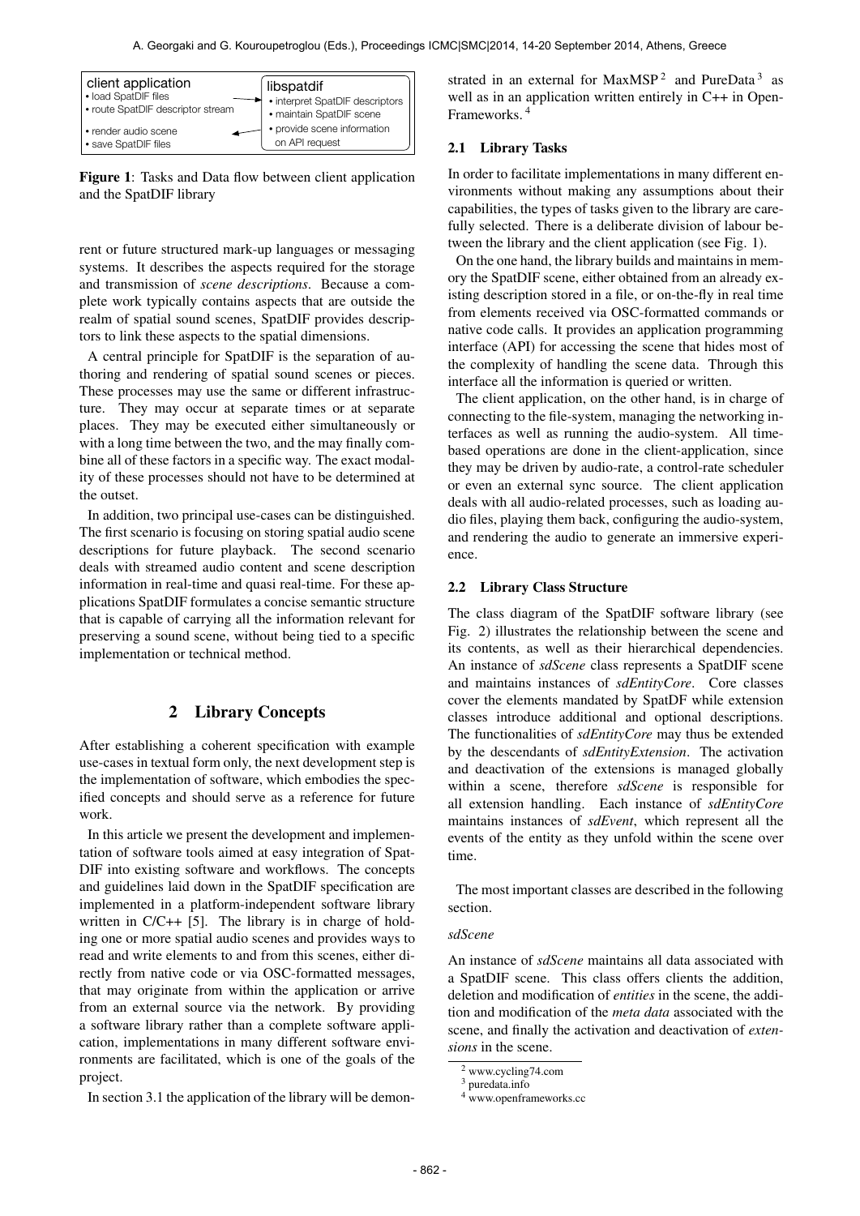| client application | | libspatdif |
|---|---|---|
| • load SpatDIF files<br>• route SpatDIF descriptor stream | → | • interpret SpatDIF descriptors<br>• maintain SpatDIF scene |
| • render audio scene<br>• save SpatDIF files | ← | • provide scene information on API request |

**Figure 1**: Tasks and Data flow between client application and the SpatDIF library

rent or future structured mark-up languages or messaging systems. It describes the aspects required for the storage and transmission of *scene descriptions*. Because a complete work typically contains aspects that are outside the realm of spatial sound scenes, SpatDIF provides descriptors to link these aspects to the spatial dimensions.

A central principle for SpatDIF is the separation of authoring and rendering of spatial sound scenes or pieces. These processes may use the same or different infrastructure. They may occur at separate times or at separate places. They may be executed either simultaneously or with a long time between the two, and the may finally combine all of these factors in a specific way. The exact modality of these processes should not have to be determined at the outset.

In addition, two principal use-cases can be distinguished. The first scenario is focusing on storing spatial audio scene descriptions for future playback. The second scenario deals with streamed audio content and scene description information in real-time and quasi real-time. For these applications SpatDIF formulates a concise semantic structure that is capable of carrying all the information relevant for preserving a sound scene, without being tied to a specific implementation or technical method.

## 2 Library Concepts

After establishing a coherent specification with example use-cases in textual form only, the next development step is the implementation of software, which embodies the specified concepts and should serve as a reference for future work.

In this article we present the development and implementation of software tools aimed at easy integration of SpatDIF into existing software and workflows. The concepts and guidelines laid down in the SpatDIF specification are implemented in a platform-independent software library written in C/C++ [5]. The library is in charge of holding one or more spatial audio scenes and provides ways to read and write elements to and from this scenes, either directly from native code or via OSC-formatted messages, that may originate from within the application or arrive from an external source via the network. By providing a software library rather than a complete software application, implementations in many different software environments are facilitated, which is one of the goals of the project.

In section 3.1 the application of the library will be demonstrated in an external for MaxMSP[2] and PureData[3] as well as in an application written entirely in C++ in OpenFrameworks.[4]

### 2.1 Library Tasks

In order to facilitate implementations in many different environments without making any assumptions about their capabilities, the types of tasks given to the library are carefully selected. There is a deliberate division of labour between the library and the client application (see Fig. 1).

On the one hand, the library builds and maintains in memory the SpatDIF scene, either obtained from an already existing description stored in a file, or on-the-fly in real time from elements received via OSC-formatted commands or native code calls. It provides an application programming interface (API) for accessing the scene that hides most of the complexity of handling the scene data. Through this interface all the information is queried or written.

The client application, on the other hand, is in charge of connecting to the file-system, managing the networking interfaces as well as running the audio-system. All time-based operations are done in the client-application, since they may be driven by audio-rate, a control-rate scheduler or even an external sync source. The client application deals with all audio-related processes, such as loading audio files, playing them back, configuring the audio-system, and rendering the audio to generate an immersive experience.

### 2.2 Library Class Structure

The class diagram of the SpatDIF software library (see Fig. 2) illustrates the relationship between the scene and its contents, as well as their hierarchical dependencies. An instance of *sdScene* class represents a SpatDIF scene and maintains instances of *sdEntityCore*. Core classes cover the elements mandated by SpatDF while extension classes introduce additional and optional descriptions. The functionalities of *sdEntityCore* may thus be extended by the descendants of *sdEntityExtension*. The activation and deactivation of the extensions is managed globally within a scene, therefore *sdScene* is responsible for all extension handling. Each instance of *sdEntityCore* maintains instances of *sdEvent*, which represent all the events of the entity as they unfold within the scene over time.

The most important classes are described in the following section.

*sdScene*

An instance of *sdScene* maintains all data associated with a SpatDIF scene. This class offers clients the addition, deletion and modification of *entities* in the scene, the addition and modification of the *meta data* associated with the scene, and finally the activation and deactivation of *extensions* in the scene.

[2] www.cycling74.com
[3] puredata.info
[4] www.openframeworks.cc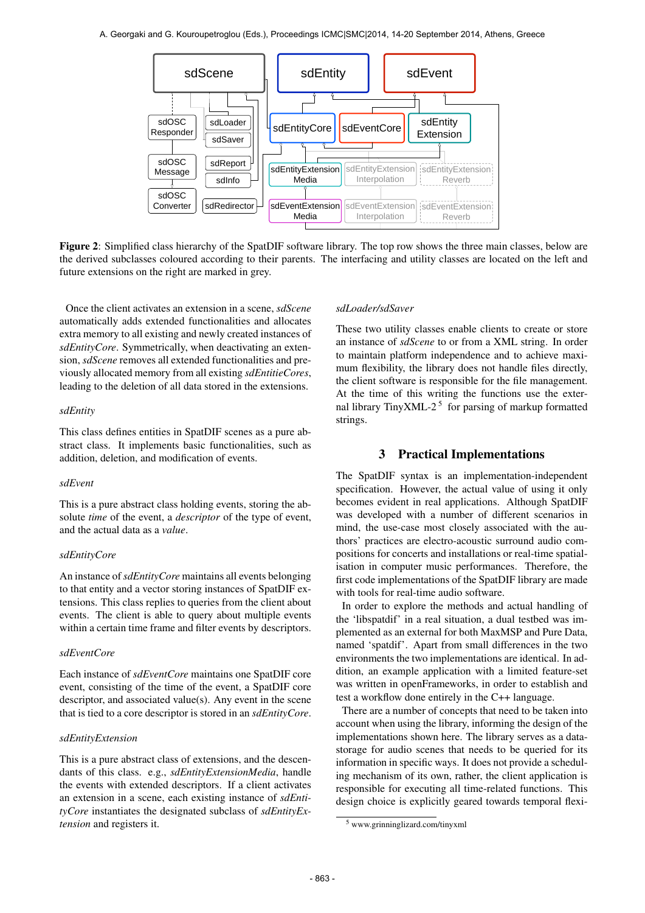**Figure 2**: Simplified class hierarchy of the SpatDIF software library. The top row shows the three main classes, below are the derived subclasses coloured according to their parents. The interfacing and utility classes are located on the left and future extensions on the right are marked in grey.

Once the client activates an extension in a scene, *sdScene* automatically adds extended functionalities and allocates extra memory to all existing and newly created instances of *sdEntityCore*. Symmetrically, when deactivating an extension, *sdScene* removes all extended functionalities and previously allocated memory from all existing *sdEntitieCores*, leading to the deletion of all data stored in the extensions.

*sdEntity*

This class defines entities in SpatDIF scenes as a pure abstract class. It implements basic functionalities, such as addition, deletion, and modification of events.

*sdEvent*

This is a pure abstract class holding events, storing the absolute *time* of the event, a *descriptor* of the type of event, and the actual data as a *value*.

*sdEntityCore*

An instance of *sdEntityCore* maintains all events belonging to that entity and a vector storing instances of SpatDIF extensions. This class replies to queries from the client about events. The client is able to query about multiple events within a certain time frame and filter events by descriptors.

*sdEventCore*

Each instance of *sdEventCore* maintains one SpatDIF core event, consisting of the time of the event, a SpatDIF core descriptor, and associated value(s). Any event in the scene that is tied to a core descriptor is stored in an *sdEntityCore*.

*sdEntityExtension*

This is a pure abstract class of extensions, and the descendants of this class. e.g., *sdEntityExtensionMedia*, handle the events with extended descriptors. If a client activates an extension in a scene, each existing instance of *sdEntityCore* instantiates the designated subclass of *sdEntityExtension* and registers it.

*sdLoader/sdSaver*

These two utility classes enable clients to create or store an instance of *sdScene* to or from a XML string. In order to maintain platform independence and to achieve maximum flexibility, the library does not handle files directly, the client software is responsible for the file management. At the time of this writing the functions use the external library TinyXML-2 [5] for parsing of markup formatted strings.

## 3 Practical Implementations

The SpatDIF syntax is an implementation-independent specification. However, the actual value of using it only becomes evident in real applications. Although SpatDIF was developed with a number of different scenarios in mind, the use-case most closely associated with the authors' practices are electro-acoustic surround audio compositions for concerts and installations or real-time spatialisation in computer music performances. Therefore, the first code implementations of the SpatDIF library are made with tools for real-time audio software.

In order to explore the methods and actual handling of the 'libspatdif' in a real situation, a dual testbed was implemented as an external for both MaxMSP and Pure Data, named 'spatdif'. Apart from small differences in the two environments the two implementations are identical. In addition, an example application with a limited feature-set was written in openFrameworks, in order to establish and test a workflow done entirely in the C++ language.

There are a number of concepts that need to be taken into account when using the library, informing the design of the implementations shown here. The library serves as a data-storage for audio scenes that needs to be queried for its information in specific ways. It does not provide a scheduling mechanism of its own, rather, the client application is responsible for executing all time-related functions. This design choice is explicitly geared towards temporal flexi-

[5] www.grinninglizard.com/tinyxml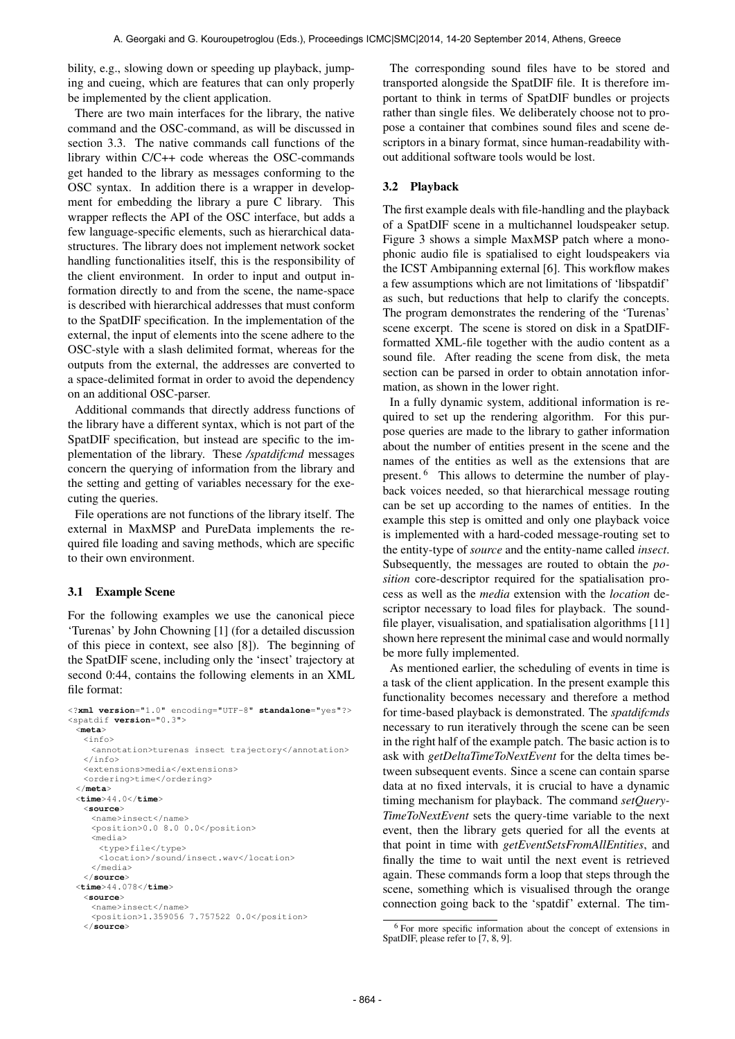bility, e.g., slowing down or speeding up playback, jumping and cueing, which are features that can only properly be implemented by the client application.

There are two main interfaces for the library, the native command and the OSC-command, as will be discussed in section 3.3. The native commands call functions of the library within C/C++ code whereas the OSC-commands get handed to the library as messages conforming to the OSC syntax. In addition there is a wrapper in development for embedding the library a pure C library. This wrapper reflects the API of the OSC interface, but adds a few language-specific elements, such as hierarchical datastructures. The library does not implement network socket handling functionalities itself, this is the responsibility of the client environment. In order to input and output information directly to and from the scene, the name-space is described with hierarchical addresses that must conform to the SpatDIF specification. In the implementation of the external, the input of elements into the scene adhere to the OSC-style with a slash delimited format, whereas for the outputs from the external, the addresses are converted to a space-delimited format in order to avoid the dependency on an additional OSC-parser.

Additional commands that directly address functions of the library have a different syntax, which is not part of the SpatDIF specification, but instead are specific to the implementation of the library. These */spatdifcmd* messages concern the querying of information from the library and the setting and getting of variables necessary for the executing the queries.

File operations are not functions of the library itself. The external in MaxMSP and PureData implements the required file loading and saving methods, which are specific to their own environment.

### 3.1 Example Scene

For the following examples we use the canonical piece 'Turenas' by John Chowning [1] (for a detailed discussion of this piece in context, see also [8]). The beginning of the SpatDIF scene, including only the 'insect' trajectory at second 0:44, contains the following elements in an XML file format:

```
<?xml version="1.0" encoding="UTF-8" standalone="yes"?>
<spatdif version="0.3">
  <meta>
    <info>
      <annotation>turenas insect trajectory</annotation>
    </info>
    <extensions>media</extensions>
    <ordering>time</ordering>
  </meta>
  <time>44.0</time>
  <source>
    <name>insect</name>
    <position>0.0 8.0 0.0</position>
    <media>
      <type>file</type>
      <location>/sound/insect.wav</location>
    </media>
  </source>
  <time>44.078</time>
  <source>
    <name>insect</name>
    <position>1.359056 7.757522 0.0</position>
  </source>
```

The corresponding sound files have to be stored and transported alongside the SpatDIF file. It is therefore important to think in terms of SpatDIF bundles or projects rather than single files. We deliberately choose not to propose a container that combines sound files and scene descriptors in a binary format, since human-readability without additional software tools would be lost.

### 3.2 Playback

The first example deals with file-handling and the playback of a SpatDIF scene in a multichannel loudspeaker setup. Figure 3 shows a simple MaxMSP patch where a monophonic audio file is spatialised to eight loudspeakers via the ICST Ambipanning external [6]. This workflow makes a few assumptions which are not limitations of 'libspatdif' as such, but reductions that help to clarify the concepts. The program demonstrates the rendering of the 'Turenas' scene excerpt. The scene is stored on disk in a SpatDIF-formatted XML-file together with the audio content as a sound file. After reading the scene from disk, the meta section can be parsed in order to obtain annotation information, as shown in the lower right.

In a fully dynamic system, additional information is required to set up the rendering algorithm. For this purpose queries are made to the library to gather information about the number of entities present in the scene and the names of the entities as well as the extensions that are present.[6] This allows to determine the number of playback voices needed, so that hierarchical message routing can be set up according to the names of entities. In the example this step is omitted and only one playback voice is implemented with a hard-coded message-routing set to the entity-type of *source* and the entity-name called *insect*. Subsequently, the messages are routed to obtain the *position* core-descriptor required for the spatialisation process as well as the *media* extension with the *location* descriptor necessary to load files for playback. The soundfile player, visualisation, and spatialisation algorithms [11] shown here represent the minimal case and would normally be more fully implemented.

As mentioned earlier, the scheduling of events in time is a task of the client application. In the present example this functionality becomes necessary and therefore a method for time-based playback is demonstrated. The *spatdifcmds* necessary to run iteratively through the scene can be seen in the right half of the example patch. The basic action is to ask with *getDeltaTimeToNextEvent* for the delta times between subsequent events. Since a scene can contain sparse data at no fixed intervals, it is crucial to have a dynamic timing mechanism for playback. The command *setQueryTimeToNextEvent* sets the query-time variable to the next event, then the library gets queried for all the events at that point in time with *getEventSetsFromAllEntities*, and finally the time to wait until the next event is retrieved again. These commands form a loop that steps through the scene, something which is visualised through the orange connection going back to the 'spatdif' external. The tim-

[6] For more specific information about the concept of extensions in SpatDIF, please refer to [7, 8, 9].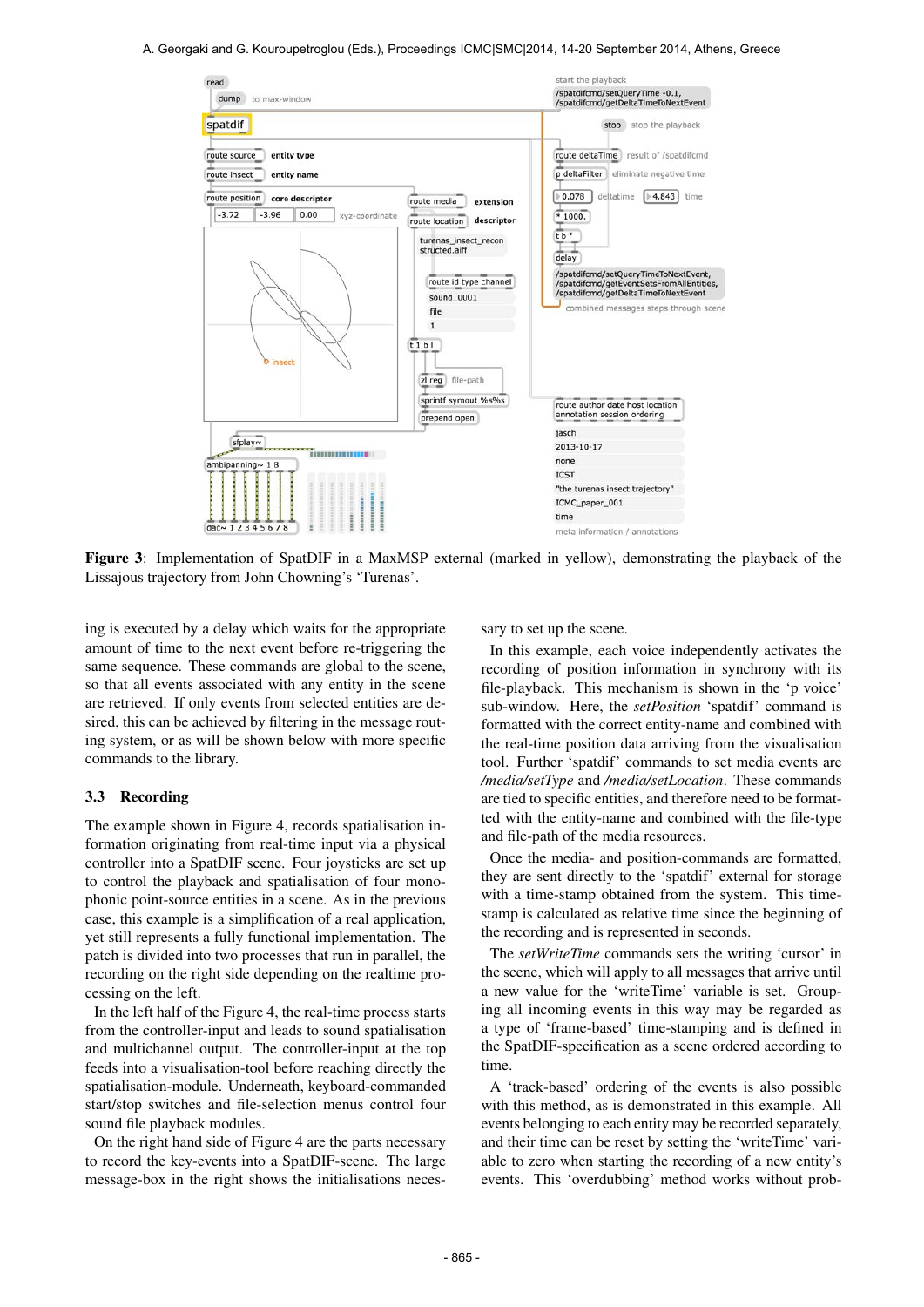**Figure 3**: Implementation of SpatDIF in a MaxMSP external (marked in yellow), demonstrating the playback of the Lissajous trajectory from John Chowning's 'Turenas'.

ing is executed by a delay which waits for the appropriate amount of time to the next event before re-triggering the same sequence. These commands are global to the scene, so that all events associated with any entity in the scene are retrieved. If only events from selected entities are desired, this can be achieved by filtering in the message routing system, or as will be shown below with more specific commands to the library.

### 3.3 Recording

The example shown in Figure 4, records spatialisation information originating from real-time input via a physical controller into a SpatDIF scene. Four joysticks are set up to control the playback and spatialisation of four monophonic point-source entities in a scene. As in the previous case, this example is a simplification of a real application, yet still represents a fully functional implementation. The patch is divided into two processes that run in parallel, the recording on the right side depending on the realtime processing on the left.

In the left half of the Figure 4, the real-time process starts from the controller-input and leads to sound spatialisation and multichannel output. The controller-input at the top feeds into a visualisation-tool before reaching directly the spatialisation-module. Underneath, keyboard-commanded start/stop switches and file-selection menus control four sound file playback modules.

On the right hand side of Figure 4 are the parts necessary to record the key-events into a SpatDIF-scene. The large message-box in the right shows the initialisations necessary to set up the scene.

In this example, each voice independently activates the recording of position information in synchrony with its file-playback. This mechanism is shown in the 'p voice' sub-window. Here, the *setPosition* 'spatdif' command is formatted with the correct entity-name and combined with the real-time position data arriving from the visualisation tool. Further 'spatdif' commands to set media events are */media/setType* and */media/setLocation*. These commands are tied to specific entities, and therefore need to be formatted with the entity-name and combined with the file-type and file-path of the media resources.

Once the media- and position-commands are formatted, they are sent directly to the 'spatdif' external for storage with a time-stamp obtained from the system. This time-stamp is calculated as relative time since the beginning of the recording and is represented in seconds.

The *setWriteTime* commands sets the writing 'cursor' in the scene, which will apply to all messages that arrive until a new value for the 'writeTime' variable is set. Grouping all incoming events in this way may be regarded as a type of 'frame-based' time-stamping and is defined in the SpatDIF-specification as a scene ordered according to time.

A 'track-based' ordering of the events is also possible with this method, as is demonstrated in this example. All events belonging to each entity may be recorded separately, and their time can be reset by setting the 'writeTime' variable to zero when starting the recording of a new entity's events. This 'overdubbing' method works without prob-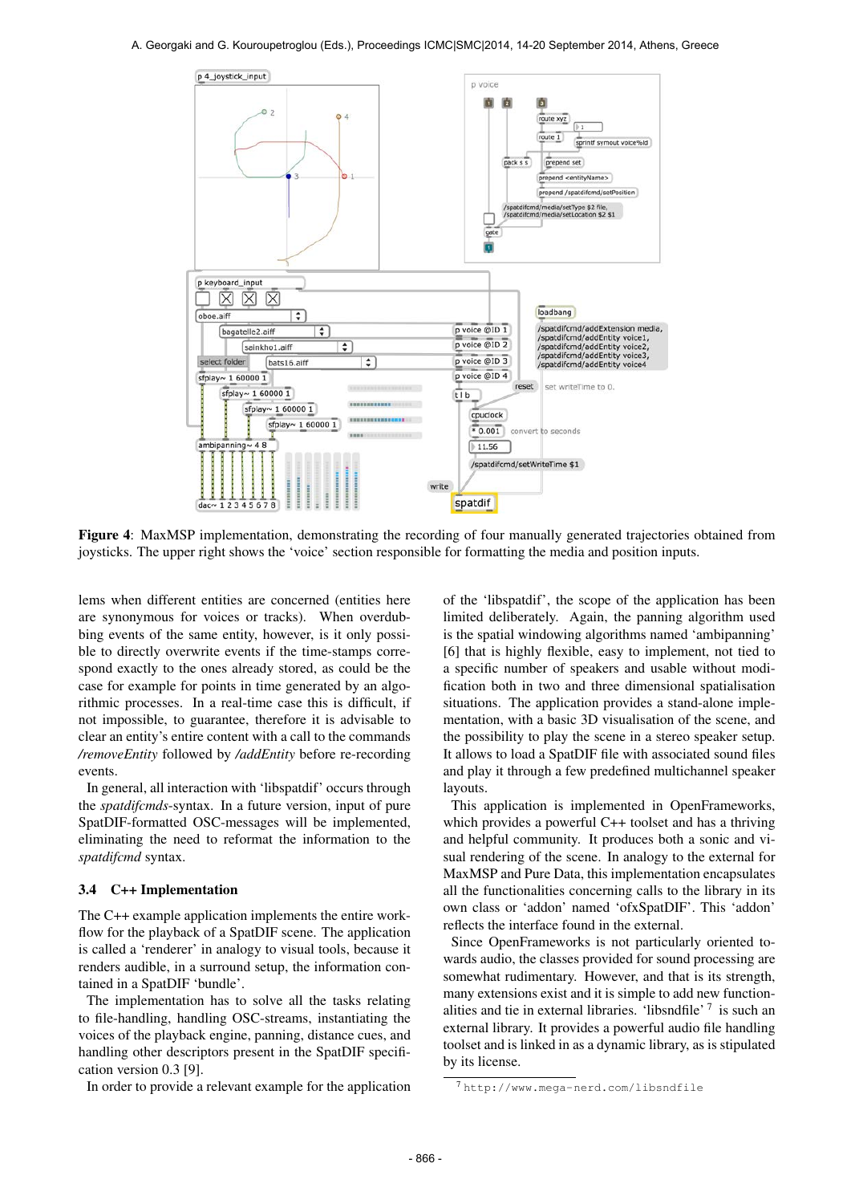**Figure 4**: MaxMSP implementation, demonstrating the recording of four manually generated trajectories obtained from joysticks. The upper right shows the 'voice' section responsible for formatting the media and position inputs.

lems when different entities are concerned (entities here are synonymous for voices or tracks). When overdubbing events of the same entity, however, is it only possible to directly overwrite events if the time-stamps correspond exactly to the ones already stored, as could be the case for example for points in time generated by an algorithmic processes. In a real-time case this is difficult, if not impossible, to guarantee, therefore it is advisable to clear an entity's entire content with a call to the commands */removeEntity* followed by */addEntity* before re-recording events.

In general, all interaction with 'libspatdif' occurs through the *spatdifcmds*-syntax. In a future version, input of pure SpatDIF-formatted OSC-messages will be implemented, eliminating the need to reformat the information to the *spatdifcmd* syntax.

### 3.4 C++ Implementation

The C++ example application implements the entire workflow for the playback of a SpatDIF scene. The application is called a 'renderer' in analogy to visual tools, because it renders audible, in a surround setup, the information contained in a SpatDIF 'bundle'.

The implementation has to solve all the tasks relating to file-handling, handling OSC-streams, instantiating the voices of the playback engine, panning, distance cues, and handling other descriptors present in the SpatDIF specification version 0.3 [9].

In order to provide a relevant example for the application of the 'libspatdif', the scope of the application has been limited deliberately. Again, the panning algorithm used is the spatial windowing algorithms named 'ambipanning' [6] that is highly flexible, easy to implement, not tied to a specific number of speakers and usable without modification both in two and three dimensional spatialisation situations. The application provides a stand-alone implementation, with a basic 3D visualisation of the scene, and the possibility to play the scene in a stereo speaker setup. It allows to load a SpatDIF file with associated sound files and play it through a few predefined multichannel speaker layouts.

This application is implemented in OpenFrameworks, which provides a powerful C++ toolset and has a thriving and helpful community. It produces both a sonic and visual rendering of the scene. In analogy to the external for MaxMSP and Pure Data, this implementation encapsulates all the functionalities concerning calls to the library in its own class or 'addon' named 'ofxSpatDIF'. This 'addon' reflects the interface found in the external.

Since OpenFrameworks is not particularly oriented towards audio, the classes provided for sound processing are somewhat rudimentary. However, and that is its strength, many extensions exist and it is simple to add new functionalities and tie in external libraries. 'libsndfile' [7] is such an external library. It provides a powerful audio file handling toolset and is linked in as a dynamic library, as is stipulated by its license.

[7] http://www.mega-nerd.com/libsndfile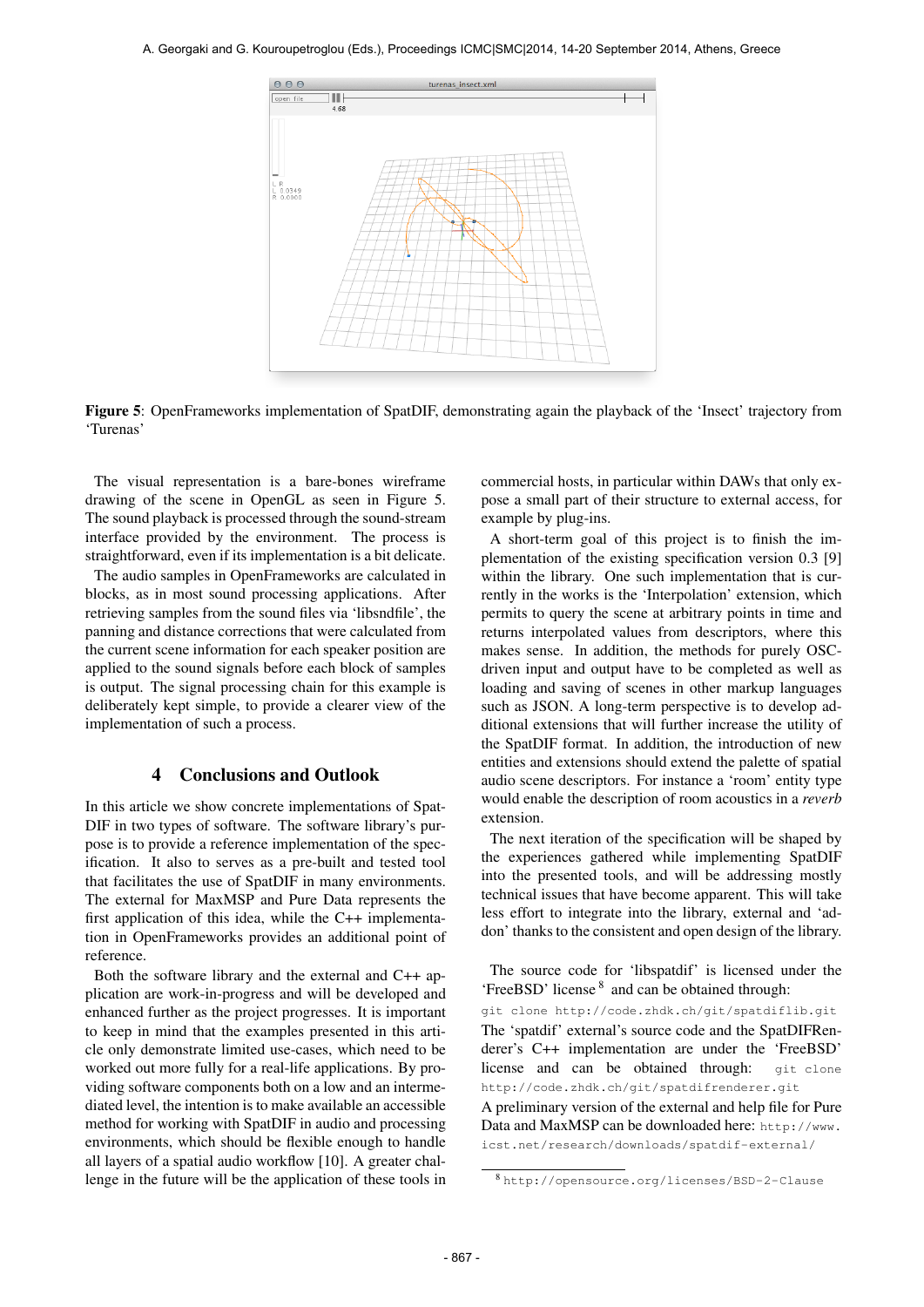**Figure 5**: OpenFrameworks implementation of SpatDIF, demonstrating again the playback of the 'Insect' trajectory from 'Turenas'

The visual representation is a bare-bones wireframe drawing of the scene in OpenGL as seen in Figure 5. The sound playback is processed through the sound-stream interface provided by the environment. The process is straightforward, even if its implementation is a bit delicate.

The audio samples in OpenFrameworks are calculated in blocks, as in most sound processing applications. After retrieving samples from the sound files via 'libsndfile', the panning and distance corrections that were calculated from the current scene information for each speaker position are applied to the sound signals before each block of samples is output. The signal processing chain for this example is deliberately kept simple, to provide a clearer view of the implementation of such a process.

## 4 Conclusions and Outlook

In this article we show concrete implementations of SpatDIF in two types of software. The software library's purpose is to provide a reference implementation of the specification. It also to serves as a pre-built and tested tool that facilitates the use of SpatDIF in many environments. The external for MaxMSP and Pure Data represents the first application of this idea, while the C++ implementation in OpenFrameworks provides an additional point of reference.

Both the software library and the external and C++ application are work-in-progress and will be developed and enhanced further as the project progresses. It is important to keep in mind that the examples presented in this article only demonstrate limited use-cases, which need to be worked out more fully for a real-life applications. By providing software components both on a low and an intermediated level, the intention is to make available an extensible method for working with SpatDIF in audio and processing environments, which should be flexible enough to handle all layers of a spatial audio workflow [10]. A greater challenge in the future will be the application of these tools in commercial hosts, in particular within DAWs that only expose a small part of their structure to external access, for example by plug-ins.

A short-term goal of this project is to finish the implementation of the existing specification version 0.3 [9] within the library. One such implementation that is currently in the works is the 'Interpolation' extension, which permits to query the scene at arbitrary points in time and returns interpolated values from descriptors, where this makes sense. In addition, the methods for purely OSC-driven input and output have to be completed as well as loading and saving of scenes in other markup languages such as JSON. A long-term perspective is to develop additional extensions that will further increase the utility of the SpatDIF format. In addition, the introduction of new entities and extensions should extend the palette of spatial audio scene descriptors. For instance a 'room' entity type would enable the description of room acoustics in a *reverb* extension.

The next iteration of the specification will be shaped by the experiences gathered while implementing SpatDIF into the presented tools, and will be addressing mostly technical issues that have become apparent. This will take less effort to integrate into the library, external and 'addon' thanks to the consistent and open design of the library.

The source code for 'libspatdif' is licensed under the 'FreeBSD' license [8] and can be obtained through:
`git clone http://code.zhdk.ch/git/spatdiflib.git`
The 'spatdif' external's source code and the SpatDIFRenderer's C++ implementation are under the 'FreeBSD' license and can be obtained through: `git clone http://code.zhdk.ch/git/spatdifrenderer.git`
A preliminary version of the external and help file for Pure Data and MaxMSP can be downloaded here: `http://www.icst.net/research/downloads/spatdif-external/`

[8] `http://opensource.org/licenses/BSD-2-Clause`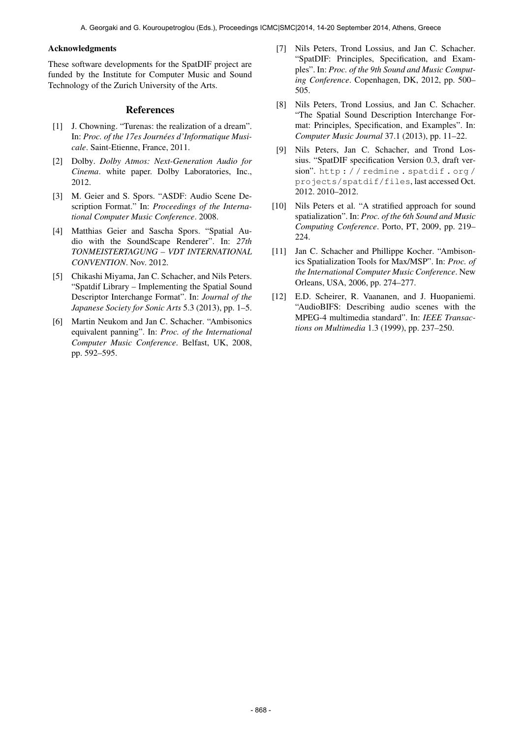#### Acknowledgments

These software developments for the SpatDIF project are funded by the Institute for Computer Music and Sound Technology of the Zurich University of the Arts.

## References

[1] J. Chowning. "Turenas: the realization of a dream". In: *Proc. of the 17es Journées d'Informatique Musicale*. Saint-Etienne, France, 2011.

[2] Dolby. *Dolby Atmos: Next-Generation Audio for Cinema*. white paper. Dolby Laboratories, Inc., 2012.

[3] M. Geier and S. Spors. "ASDF: Audio Scene Description Format." In: *Proceedings of the International Computer Music Conference*. 2008.

[4] Matthias Geier and Sascha Spors. "Spatial Audio with the SoundScape Renderer". In: *27th TONMEISTERTAGUNG – VDT INTERNATIONAL CONVENTION*. Nov. 2012.

[5] Chikashi Miyama, Jan C. Schacher, and Nils Peters. "Spatdif Library – Implementing the Spatial Sound Descriptor Interchange Format". In: *Journal of the Japanese Society for Sonic Arts* 5.3 (2013), pp. 1–5.

[6] Martin Neukom and Jan C. Schacher. "Ambisonics equivalent panning". In: *Proc. of the International Computer Music Conference*. Belfast, UK, 2008, pp. 592–595.

[7] Nils Peters, Trond Lossius, and Jan C. Schacher. "SpatDIF: Principles, Specification, and Examples". In: *Proc. of the 9th Sound and Music Computing Conference*. Copenhagen, DK, 2012, pp. 500–505.

[8] Nils Peters, Trond Lossius, and Jan C. Schacher. "The Spatial Sound Description Interchange Format: Principles, Specification, and Examples". In: *Computer Music Journal* 37.1 (2013), pp. 11–22.

[9] Nils Peters, Jan C. Schacher, and Trond Lossius. "SpatDIF specification Version 0.3, draft version". `http://redmine.spatdif.org/projects/spatdif/files`, last accessed Oct. 2012. 2010–2012.

[10] Nils Peters et al. "A stratified approach for sound spatialization". In: *Proc. of the 6th Sound and Music Computing Conference*. Porto, PT, 2009, pp. 219–224.

[11] Jan C. Schacher and Phillippe Kocher. "Ambisonics Spatialization Tools for Max/MSP". In: *Proc. of the International Computer Music Conference*. New Orleans, USA, 2006, pp. 274–277.

[12] E.D. Scheirer, R. Vaananen, and J. Huopaniemi. "AudioBIFS: Describing audio scenes with the MPEG-4 multimedia standard". In: *IEEE Transactions on Multimedia* 1.3 (1999), pp. 237–250.